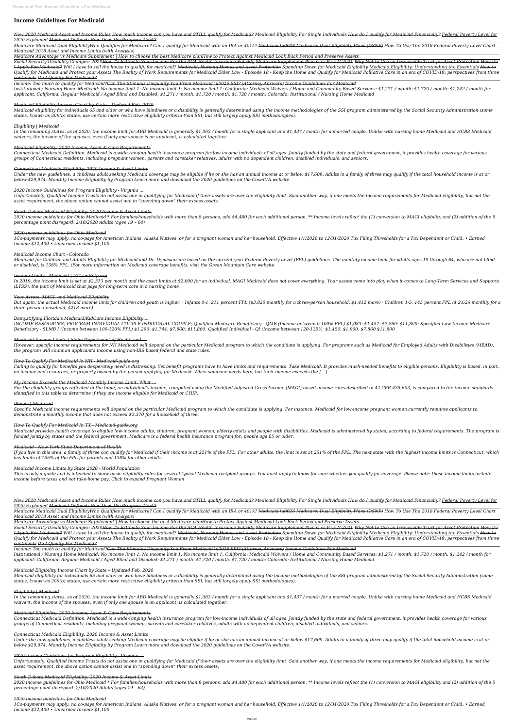# Income Guidelines For Medicaid

~~New 2020 Medicaid Asset and Income Rules~~ ~~How much income can you have and STILL qualify for Medicaid?~~ *Medicaid Eligibility For Single Individuals* ~~How do I qualify for Medicaid Financially?~~ ~~Federal Poverty Level for 2020 Explained~~ ~~Medicaid Defined: How Does the Program Work?~~

*Medicare Medicaid Dual EligibilityWho Qualifies for Medicare? Can I qualify for Medicaid with an IRA or 401k?* ~~Medicaid \u0026 Medicare: Dual Eligibility Plans (DSNP)~~ *How To Use The 2018 Federal Poverty Level Chart Medicaid 2018 Asset and Income Limits (with Analysis)*

*Medicare Advantage vs Medicare Supplement | How to choose the best Medicare planHow to Protect Against Medicaid Look Back Period and Preserve Assets*

*Social Security Disability Changes: 2020*~~How To Estimate Your Income For the ACA Health Insurance Subsidy~~ ~~Medicare Supplement Plan G vs F vs N 2021~~ ~~Why Not to Use an Irrevocable Trust for Asset Protection~~ ~~How Do I Apply For Medicaid?~~ *Will I have to sell the house to qualify for medicaid?* ~~Medicaid, Nursing Homes and Asset Protection~~ *Spending Down for Medicaid Eligibility* ~~Medicaid Eligibility: Understanding the Essentials~~ ~~How to Qualify for Medicaid and Protect your Assets~~ *The Reality of Work Requirements for Medicaid Elder Law - Episode 18 - Keep the Home and Qualify for Medicaid* ~~Palliative Care in an era of COVID-19: perspectives from three continents~~ ~~Do I Qualify For Medicaid?~~

*Income: Too much to qualify for Medicaid?*~~Can The Stimulus Disqualify You From Medicaid \u0026 SSI? (Attorney Answers)~~ ~~Income Guidelines For Medicaid~~

*Institutional / Nursing Home Medicaid: No income limit 1: No income limit 1: No income limit 1: California: Medicaid Waivers / Home and Community Based Services: $1,271 / month: $1,720 / month: $1,242 / month for applicant: California: Regular Medicaid / Aged Blind and Disabled: $1,271 / month: $1,720 / month: $1,720 / month: Colorado: Institutional / Nursing Home Medicaid*

## *Medicaid Eligibility Income Chart by State - Updated Feb. 2020*

*Medicaid eligibility for individuals 65 and older or who have blindness or a disability is generally determined using the income methodologies of the SSI program administered by the Social Security Administration (some states, known as 209(b) states, use certain more restrictive eligibility criteria than SSI, but still largely apply SSI methodologies).*

## *Eligibility | Medicaid*

*In the remaining states, as of 2020, the income limit for ABD Medicaid is generally $1,063 / month for a single applicant and $1,437 / month for a married couple. Unlike with nursing home Medicaid and HCBS Medicaid waivers, the income of the spouses, even if only one spouse is an applicant, is calculated together.*

## *Medicaid Eligibility: 2020 Income, Asset & Care Requirements*

*Connecticut Medicaid Definition. Medicaid is a wide-ranging health insurance program for low-income individuals of all ages. Jointly funded by the state and federal government, it provides health coverage for various groups of Connecticut residents, including pregnant women, parents and caretaker relatives, adults with no dependent children, disabled individuals, and seniors.*

## *Connecticut Medicaid Eligibility: 2020 Income & Asset Limits*

*Under the new guidelines, a childless adult seeking Medicaid coverage may be eligible if he or she has an annual income at or below $17,609. Adults in a family of three may qualify if the total household income is at or below $29,974. Monthly Income Eligibility by Program Learn more and download the 2020 guidelines on the CoverVA website.*

## *2020 Income Guidelines for Program Eligibility - Virginia ...*

*Unfortunately, Qualified Income Trusts do not assist one in qualifying for Medicaid if their assets are over the eligibility limit. Said another way, if one meets the income requirements for Medicaid eligibility, but not the asset requirement, the above option cannot assist one in "spending down" their excess assets.*

## *South Dakota Medicaid Eligibility: 2020 Income & Asset Limits*

*2020 income guidelines for Ohio Medicaid \* For families/households with more than 8 persons, add $4,480 for each additional person. \*\* Income levels reflect the (1) conversion to MAGI eligibility and (2) addition of the 5 percentage point disregard. 2/10/2020 Adults (ages 19 – 64)*

## *2020 income guidelines for Ohio Medicaid*

*1Co-payments may apply; no co-pays for American Indians, Alaska Natives, or for a pregnant woman and her household. Effective 1/1/2020 to 12/31/2020 Tax Filing Thresholds for a Tax Dependent or Child: • Earned Income $12,400 • Unearned Income $1,100*

## *Medicaid Income Chart - Colorado*

*Medicaid for Children and Adults Eligibility for Medicaid and Dr. Dynasaur are based on the current year Federal Poverty Level (FPL) guidelines. The monthly income limit for adults ages 19 through 64, who are not blind or disabled, is 138% FPL. (For more information on Medicaid coverage benefits, visit the Green Mountain Care website*

## *Income Limits - Medicaid | VTLawHelp.org*

*In 2019, the income limit is set at $2,313 per month and the asset limits at $2,000 for an individual. MAGI Medicaid does not cover everything. Your assets come into play when it comes to Long-Term Services and Supports (LTSS), the part of Medicaid that pays for long-term care in a nursing home .*

## *Your Assets, MAGI, and Medicaid Eligibility*

*But again, the actual Medicaid income limit for children and youth is higher: · Infants 0-1, 211 percent FPL ($3,820 monthly for a three-person household, $1,412 more) · Children 1-5, 145 percent FPL ($ 2,626 monthly for a three-person household, $218 more)*

## *Demystifying Florida's Medicaid/KidCare Income Eligibility ...*

*INCOME RESOURCES; PROGRAM INDIVIDUAL COUPLE INDIVIDUAL COUPLE; Qualified Medicare Beneficiary - QMB (Income between 0-100% FPL) $1,083: $1,457: $7,860: $11,800: Specified Low-Income Medicare Beneficiary - SLMB I (Income between 100-120% FPL) $1,296: $1,744: $7,860: $11,800: Qualified Individual - QI (Income between 120-135%: $1,456: $1,960: $7,860 $11,800*

## *Medicaid Income Limits | Idaho Department of Health and ...*

*However, specific income requirements for NH Medicaid will depend on the particular Medicaid program to which the candidate is applying. For programs such as Medicaid for Employed Adults with Disabilities (MEAD), the program will count an applicant's income using non-IRS based federal and state rules.*

## *How To Qualify For Medicaid In NH - Medicaid-guide.org*

*Failing to qualify for benefits you desperately need is distressing. Yet benefit programs have to have limits and requirements. Take Medicaid. It provides much-needed benefits to eligible persons. Eligibility is based, in part, on income and resources, or property owned by the person applying for Medicaid. When someone needs help, but their income exceeds the […]*

## *My Income Exceeds the Medicaid Monthly Income Limit. What ...*

*For the eligibility groups reflected in the table, an individual's income, computed using the Modified Adjusted Gross Income (MAGI)-based income rules described in 42 CFR 435.603, is compared to the income standards identified in this table to determine if they are income eligible for Medicaid or CHIP.*

## *Illinois | Medicaid*

*Specific Medicaid income requirements will depend on the particular Medicaid program to which the candidate is applying. For instance, Medicaid for low-income pregnant women currently requires applicants to demonstrate a monthly income that does not exceed $3,370 for a household of three.*

## *How To Qualify For Medicaid In TX - Medicaid-guide.org*

*Medicaid provides health coverage to eligible low-income adults, children, pregnant women, elderly adults and people with disabilities. Medicaid is administered by states, according to federal requirements. The program is funded jointly by states and the federal government. Medicare is a federal health insurance program for: people age 65 or older,*

## *Medicaid - New York State Department of Health*

*If you live in this area, a family of three can qualify for Medicaid if their income is at 221% of the FPL. For other adults, the limit is set at 251% of the FPL. The next state with the highest income limits is Connecticut, which has limits of 155% of the FPL for parents and 138% for other adults.*

## *Medicaid Income Limits by State 2020 - World Population*

*This is only a guide and is intended to show basic eligibility rules for several typical Medicaid recipient groups. You must apply to know for sure whether you qualify for coverage. Please note: these income limits include income before taxes and not take-home pay. Click to expand Pregnant Women*

~~New 2020 Medicaid Asset and Income Rules~~ ~~How much income can you have and STILL qualify for Medicaid?~~ *Medicaid Eligibility For Single Individuals* ~~How do I qualify for Medicaid Financially?~~ ~~Federal Poverty Level for 2020 Explained~~ ~~Medicaid Defined: How Does the Program Work?~~

*Medicare Medicaid Dual EligibilityWho Qualifies for Medicare? Can I qualify for Medicaid with an IRA or 401k?* ~~Medicaid \u0026 Medicare: Dual Eligibility Plans (DSNP)~~ *How To Use The 2018 Federal Poverty Level Chart Medicaid 2018 Asset and Income Limits (with Analysis)*

*Medicare Advantage vs Medicare Supplement | How to choose the best Medicare planHow to Protect Against Medicaid Look Back Period and Preserve Assets*

*Social Security Disability Changes: 2020*~~How To Estimate Your Income For the ACA Health Insurance Subsidy~~ ~~Medicare Supplement Plan G vs F vs N 2021~~ ~~Why Not to Use an Irrevocable Trust for Asset Protection~~ ~~How Do I Apply For Medicaid?~~ *Will I have to sell the house to qualify for medicaid?* ~~Medicaid, Nursing Homes and Asset Protection~~ *Spending Down for Medicaid Eligibility* ~~Medicaid Eligibility: Understanding the Essentials~~ ~~How to Qualify for Medicaid and Protect your Assets~~ *The Reality of Work Requirements for Medicaid Elder Law - Episode 18 - Keep the Home and Qualify for Medicaid* ~~Palliative Care in an era of COVID-19: perspectives from three continents~~ ~~Do I Qualify For Medicaid?~~

*Income: Too much to qualify for Medicaid?*~~Can The Stimulus Disqualify You From Medicaid \u0026 SSI? (Attorney Answers)~~ ~~Income Guidelines For Medicaid~~

*Institutional / Nursing Home Medicaid: No income limit 1: No income limit 1: No income limit 1: California: Medicaid Waivers / Home and Community Based Services: $1,271 / month: $1,720 / month: $1,242 / month for applicant: California: Regular Medicaid / Aged Blind and Disabled: $1,271 / month: $1,720 / month: $1,720 / month: Colorado: Institutional / Nursing Home Medicaid*

## *Medicaid Eligibility Income Chart by State - Updated Feb. 2020*

*Medicaid eligibility for individuals 65 and older or who have blindness or a disability is generally determined using the income methodologies of the SSI program administered by the Social Security Administration (some states, known as 209(b) states, use certain more restrictive eligibility criteria than SSI, but still largely apply SSI methodologies).*

## *Eligibility | Medicaid*

*In the remaining states, as of 2020, the income limit for ABD Medicaid is generally $1,063 / month for a single applicant and $1,437 / month for a married couple. Unlike with nursing home Medicaid and HCBS Medicaid waivers, the income of the spouses, even if only one spouse is an applicant, is calculated together.*

## *Medicaid Eligibility: 2020 Income, Asset & Care Requirements*

*Connecticut Medicaid Definition. Medicaid is a wide-ranging health insurance program for low-income individuals of all ages. Jointly funded by the state and federal government, it provides health coverage for various groups of Connecticut residents, including pregnant women, parents and caretaker relatives, adults with no dependent children, disabled individuals, and seniors.*

## *Connecticut Medicaid Eligibility: 2020 Income & Asset Limits*

*Under the new guidelines, a childless adult seeking Medicaid coverage may be eligible if he or she has an annual income at or below $17,609. Adults in a family of three may qualify if the total household income is at or below $29,974. Monthly Income Eligibility by Program Learn more and download the 2020 guidelines on the CoverVA website.*

## *2020 Income Guidelines for Program Eligibility - Virginia ...*

*Unfortunately, Qualified Income Trusts do not assist one in qualifying for Medicaid if their assets are over the eligibility limit. Said another way, if one meets the income requirements for Medicaid eligibility, but not the asset requirement, the above option cannot assist one in "spending down" their excess assets.*

## *South Dakota Medicaid Eligibility: 2020 Income & Asset Limits*

*2020 income guidelines for Ohio Medicaid \* For families/households with more than 8 persons, add $4,480 for each additional person. \*\* Income levels reflect the (1) conversion to MAGI eligibility and (2) addition of the 5 percentage point disregard. 2/10/2020 Adults (ages 19 – 64)*

## *2020 income guidelines for Ohio Medicaid*

*1Co-payments may apply; no co-pays for American Indians, Alaska Natives, or for a pregnant woman and her household. Effective 1/1/2020 to 12/31/2020 Tax Filing Thresholds for a Tax Dependent or Child: • Earned Income $12,400 • Unearned Income $1,100*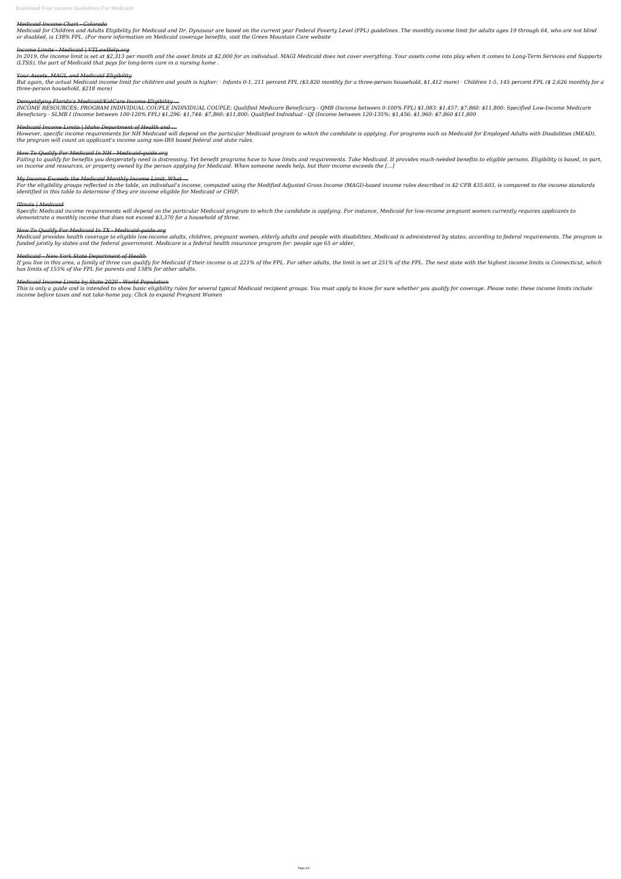### *Medicaid Income Chart - Colorado*

*Medicaid for Children and Adults Eligibility for Medicaid and Dr. Dynasaur are based on the current year Federal Poverty Level (FPL) guidelines. The monthly income limit for adults ages 19 through 64, who are not blind or disabled, is 138% FPL. (For more information on Medicaid coverage benefits, visit the Green Mountain Care website*

### *Income Limits - Medicaid | VTLawHelp.org*

*In 2019, the income limit is set at $2,313 per month and the asset limits at $2,000 for an individual. MAGI Medicaid does not cover everything. Your assets come into play when it comes to Long-Term Services and Supports (LTSS), the part of Medicaid that pays for long-term care in a nursing home .*

### *Your Assets, MAGI, and Medicaid Eligibility*

*But again, the actual Medicaid income limit for children and youth is higher: · Infants 0-1, 211 percent FPL ($3,820 monthly for a three-person household, $1,412 more) · Children 1-5, 145 percent FPL ($ 2,626 monthly for a three-person household, $218 more)*

### *Demystifying Florida's Medicaid/KidCare Income Eligibility ...*

*INCOME RESOURCES; PROGRAM INDIVIDUAL COUPLE INDIVIDUAL COUPLE; Qualified Medicare Beneficiary - QMB (Income between 0-100% FPL) $1,083: $1,457: $7,860: $11,800: Specified Low-Income Medicare Beneficiary - SLMB I (Income between 100-120% FPL) $1,296: $1,744: $7,860: $11,800: Qualified Individual - QI (Income between 120-135%: $1,456: $1,960: $7,860 $11,800*

### *Medicaid Income Limits | Idaho Department of Health and ...*

*However, specific income requirements for NH Medicaid will depend on the particular Medicaid program to which the candidate is applying. For programs such as Medicaid for Employed Adults with Disabilities (MEAD), the program will count an applicant's income using non-IRS based federal and state rules.*

### *How To Qualify For Medicaid In NH - Medicaid-guide.org*

*Failing to qualify for benefits you desperately need is distressing. Yet benefit programs have to have limits and requirements. Take Medicaid. It provides much-needed benefits to eligible persons. Eligibility is based, in part, on income and resources, or property owned by the person applying for Medicaid. When someone needs help, but their income exceeds the […]*

### *My Income Exceeds the Medicaid Monthly Income Limit. What ...*

*For the eligibility groups reflected in the table, an individual's income, computed using the Modified Adjusted Gross Income (MAGI)-based income rules described in 42 CFR 435.603, is compared to the income standards identified in this table to determine if they are income eligible for Medicaid or CHIP.*

### *Illinois | Medicaid*

*Specific Medicaid income requirements will depend on the particular Medicaid program to which the candidate is applying. For instance, Medicaid for low-income pregnant women currently requires applicants to demonstrate a monthly income that does not exceed $3,370 for a household of three.*

### *How To Qualify For Medicaid In TX - Medicaid-guide.org*

*Medicaid provides health coverage to eligible low-income adults, children, pregnant women, elderly adults and people with disabilities. Medicaid is administered by states, according to federal requirements. The program is funded jointly by states and the federal government. Medicare is a federal health insurance program for: people age 65 or older,*

### *Medicaid - New York State Department of Health*

*If you live in this area, a family of three can qualify for Medicaid if their income is at 221% of the FPL. For other adults, the limit is set at 251% of the FPL. The next state with the highest income limits is Connecticut, which has limits of 155% of the FPL for parents and 138% for other adults.*

### *Medicaid Income Limits by State 2020 - World Population*

*This is only a guide and is intended to show basic eligibility rules for several typical Medicaid recipient groups. You must apply to know for sure whether you qualify for coverage. Please note: these income limits include income before taxes and not take-home pay. Click to expand Pregnant Women*